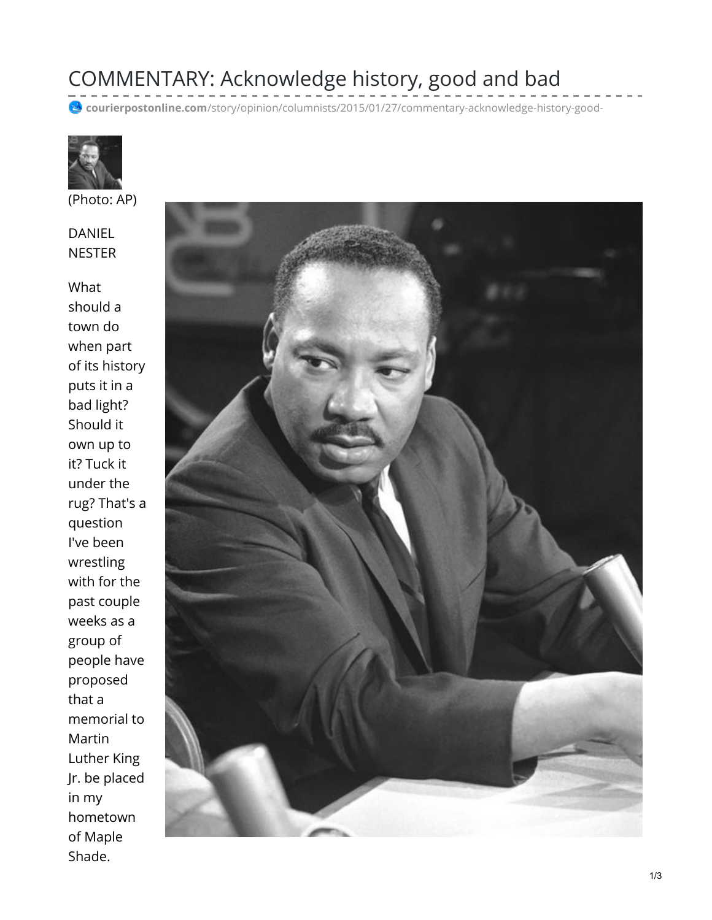# COMMENTARY: Acknowledge history, good and bad

courierpostonline.com/story/opinion/columnists/2015/01/27/commentary-acknowledge-history-good-

(Photo: AP)

DANIEL NESTER

What should a town do when part of its history puts it in a bad light? Should it own up to it? Tuck it under the rug? That's a question I've been wrestling with for the past couple weeks as a group of people have proposed that a memorial to Martin Luther King Jr. be placed in my hometown of Maple Shade.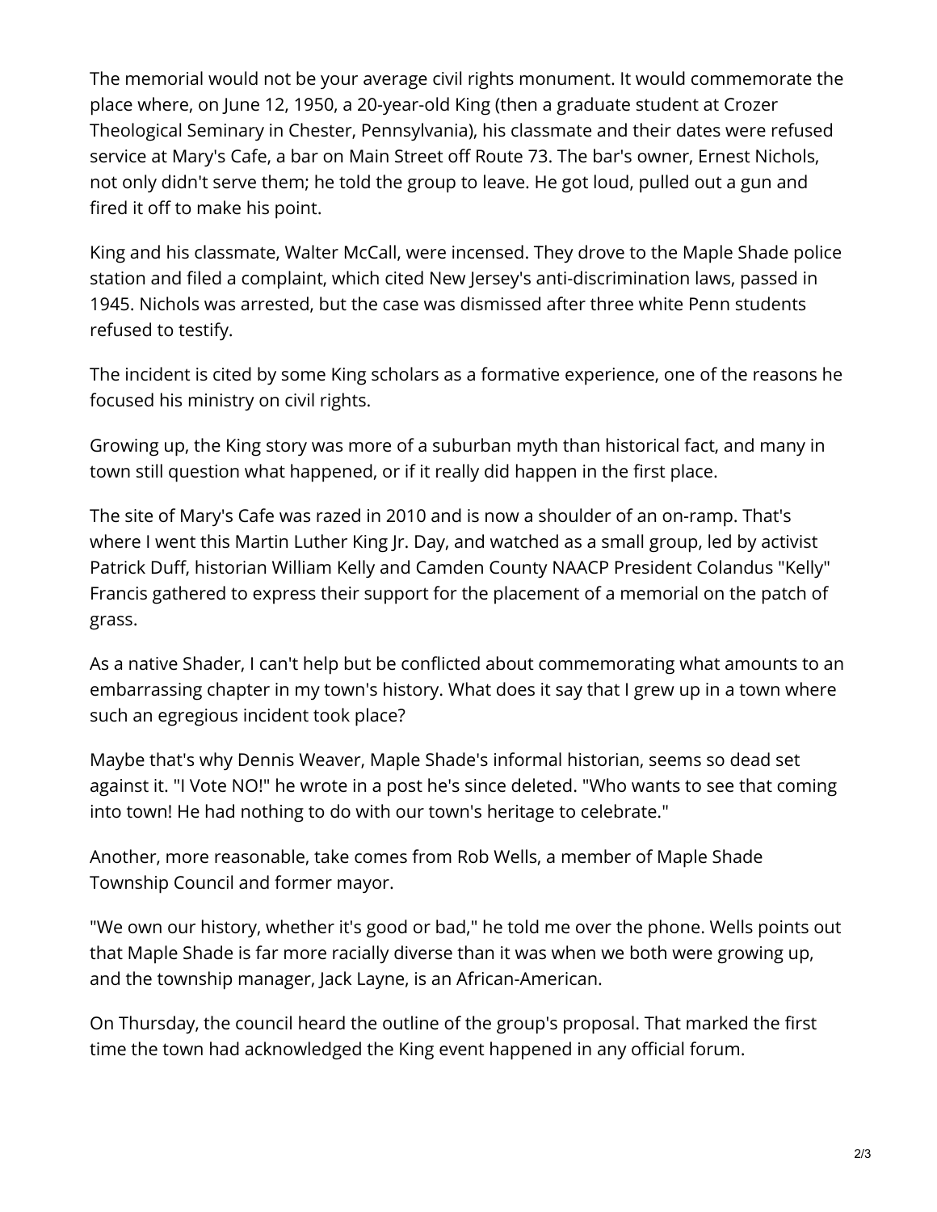The memorial would not be your average civil rights monument. It would commemorate the place where, on June 12, 1950, a 20-year-old King (then a graduate student at Crozer Theological Seminary in Chester, Pennsylvania), his classmate and their dates were refused service at Mary's Cafe, a bar on Main Street off Route 73. The bar's owner, Ernest Nichols, not only didn't serve them; he told the group to leave. He got loud, pulled out a gun and fired it off to make his point.

King and his classmate, Walter McCall, were incensed. They drove to the Maple Shade police station and filed a complaint, which cited New Jersey's anti-discrimination laws, passed in 1945. Nichols was arrested, but the case was dismissed after three white Penn students refused to testify.

The incident is cited by some King scholars as a formative experience, one of the reasons he focused his ministry on civil rights.

Growing up, the King story was more of a suburban myth than historical fact, and many in town still question what happened, or if it really did happen in the first place.

The site of Mary's Cafe was razed in 2010 and is now a shoulder of an on-ramp. That's where I went this Martin Luther King Jr. Day, and watched as a small group, led by activist Patrick Duff, historian William Kelly and Camden County NAACP President Colandus "Kelly" Francis gathered to express their support for the placement of a memorial on the patch of grass.

As a native Shader, I can't help but be conflicted about commemorating what amounts to an embarrassing chapter in my town's history. What does it say that I grew up in a town where such an egregious incident took place?

Maybe that's why Dennis Weaver, Maple Shade's informal historian, seems so dead set against it. "I Vote NO!" he wrote in a post he's since deleted. "Who wants to see that coming into town! He had nothing to do with our town's heritage to celebrate."

Another, more reasonable, take comes from Rob Wells, a member of Maple Shade Township Council and former mayor.

"We own our history, whether it's good or bad," he told me over the phone. Wells points out that Maple Shade is far more racially diverse than it was when we both were growing up, and the township manager, Jack Layne, is an African-American.

On Thursday, the council heard the outline of the group's proposal. That marked the first time the town had acknowledged the King event happened in any official forum.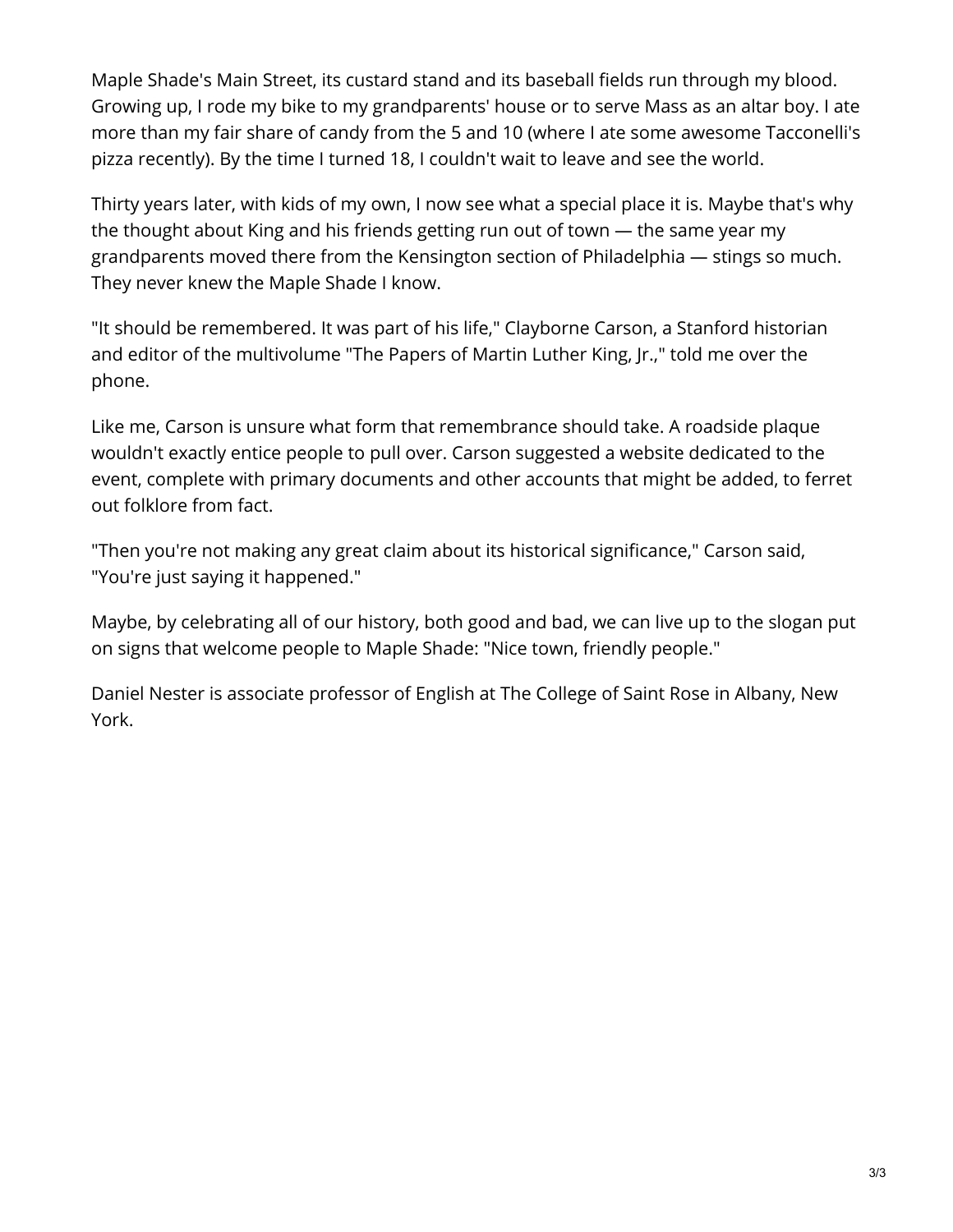Maple Shade's Main Street, its custard stand and its baseball fields run through my blood. Growing up, I rode my bike to my grandparents' house or to serve Mass as an altar boy. I ate more than my fair share of candy from the 5 and 10 (where I ate some awesome Tacconelli's pizza recently). By the time I turned 18, I couldn't wait to leave and see the world.

Thirty years later, with kids of my own, I now see what a special place it is. Maybe that's why the thought about King and his friends getting run out of town — the same year my grandparents moved there from the Kensington section of Philadelphia — stings so much. They never knew the Maple Shade I know.

"It should be remembered. It was part of his life," Clayborne Carson, a Stanford historian and editor of the multivolume "The Papers of Martin Luther King, Jr.," told me over the phone.

Like me, Carson is unsure what form that remembrance should take. A roadside plaque wouldn't exactly entice people to pull over. Carson suggested a website dedicated to the event, complete with primary documents and other accounts that might be added, to ferret out folklore from fact.

"Then you're not making any great claim about its historical significance," Carson said, "You're just saying it happened."

Maybe, by celebrating all of our history, both good and bad, we can live up to the slogan put on signs that welcome people to Maple Shade: "Nice town, friendly people."

Daniel Nester is associate professor of English at The College of Saint Rose in Albany, New York.